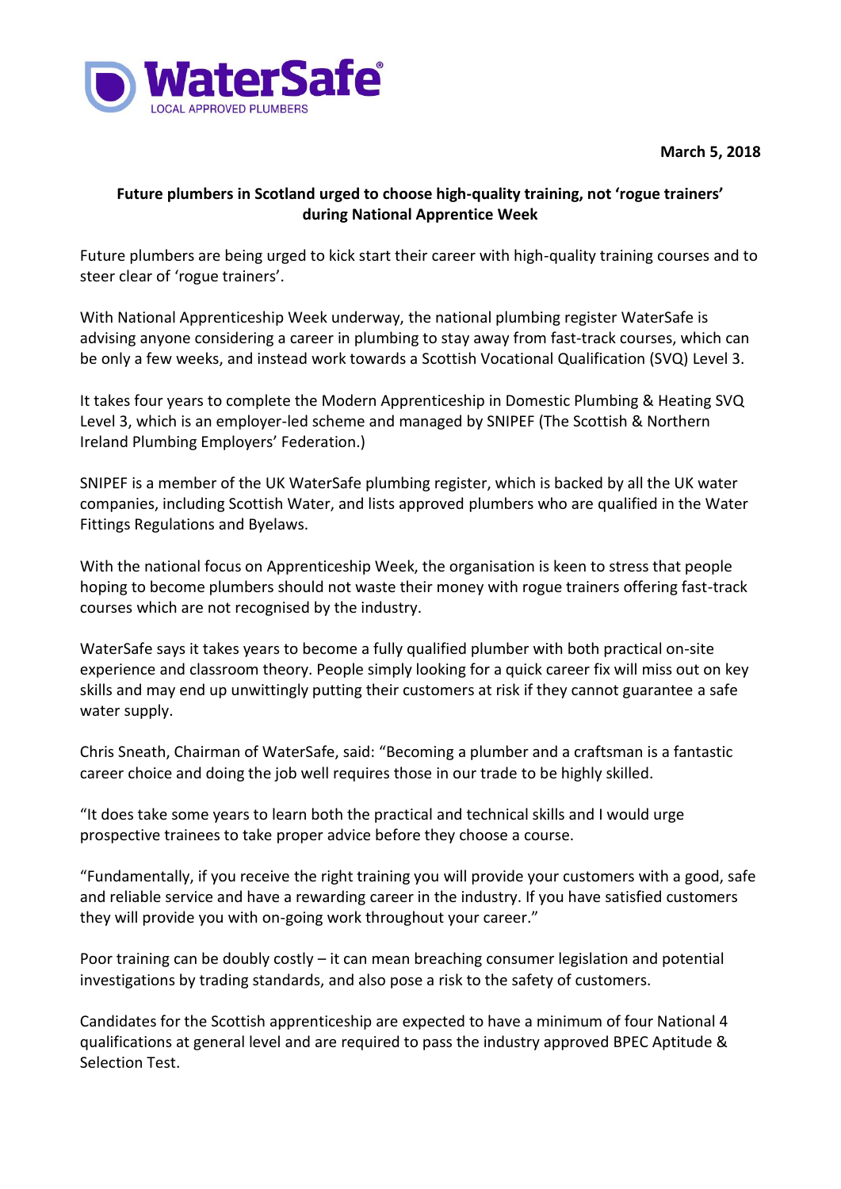WaterSafe
LOCAL APPROVED PLUMBERS

**March 5, 2018**

**Future plumbers in Scotland urged to choose high-quality training, not 'rogue trainers' during National Apprentice Week**

Future plumbers are being urged to kick start their career with high-quality training courses and to steer clear of 'rogue trainers'.

With National Apprenticeship Week underway, the national plumbing register WaterSafe is advising anyone considering a career in plumbing to stay away from fast-track courses, which can be only a few weeks, and instead work towards a Scottish Vocational Qualification (SVQ) Level 3.

It takes four years to complete the Modern Apprenticeship in Domestic Plumbing & Heating SVQ Level 3, which is an employer-led scheme and managed by SNIPEF (The Scottish & Northern Ireland Plumbing Employers' Federation.)

SNIPEF is a member of the UK WaterSafe plumbing register, which is backed by all the UK water companies, including Scottish Water, and lists approved plumbers who are qualified in the Water Fittings Regulations and Byelaws.

With the national focus on Apprenticeship Week, the organisation is keen to stress that people hoping to become plumbers should not waste their money with rogue trainers offering fast-track courses which are not recognised by the industry.

WaterSafe says it takes years to become a fully qualified plumber with both practical on-site experience and classroom theory. People simply looking for a quick career fix will miss out on key skills and may end up unwittingly putting their customers at risk if they cannot guarantee a safe water supply.

Chris Sneath, Chairman of WaterSafe, said: "Becoming a plumber and a craftsman is a fantastic career choice and doing the job well requires those in our trade to be highly skilled.

"It does take some years to learn both the practical and technical skills and I would urge prospective trainees to take proper advice before they choose a course.

"Fundamentally, if you receive the right training you will provide your customers with a good, safe and reliable service and have a rewarding career in the industry. If you have satisfied customers they will provide you with on-going work throughout your career."

Poor training can be doubly costly – it can mean breaching consumer legislation and potential investigations by trading standards, and also pose a risk to the safety of customers.

Candidates for the Scottish apprenticeship are expected to have a minimum of four National 4 qualifications at general level and are required to pass the industry approved BPEC Aptitude & Selection Test.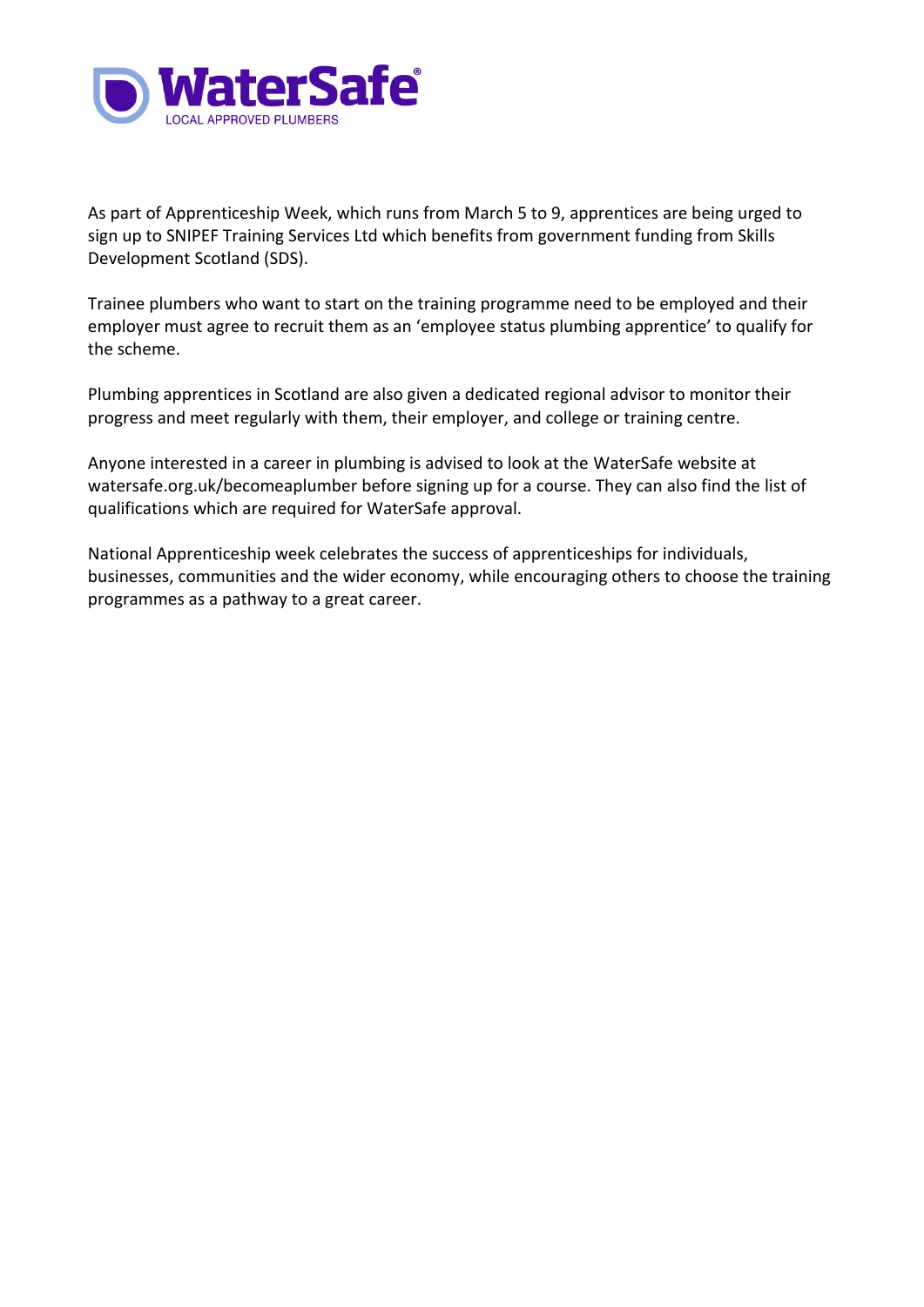WaterSafe®
LOCAL APPROVED PLUMBERS

As part of Apprenticeship Week, which runs from March 5 to 9, apprentices are being urged to sign up to SNIPEF Training Services Ltd which benefits from government funding from Skills Development Scotland (SDS).

Trainee plumbers who want to start on the training programme need to be employed and their employer must agree to recruit them as an 'employee status plumbing apprentice' to qualify for the scheme.

Plumbing apprentices in Scotland are also given a dedicated regional advisor to monitor their progress and meet regularly with them, their employer, and college or training centre.

Anyone interested in a career in plumbing is advised to look at the WaterSafe website at watersafe.org.uk/becomeaplumber before signing up for a course. They can also find the list of qualifications which are required for WaterSafe approval.

National Apprenticeship week celebrates the success of apprenticeships for individuals, businesses, communities and the wider economy, while encouraging others to choose the training programmes as a pathway to a great career.